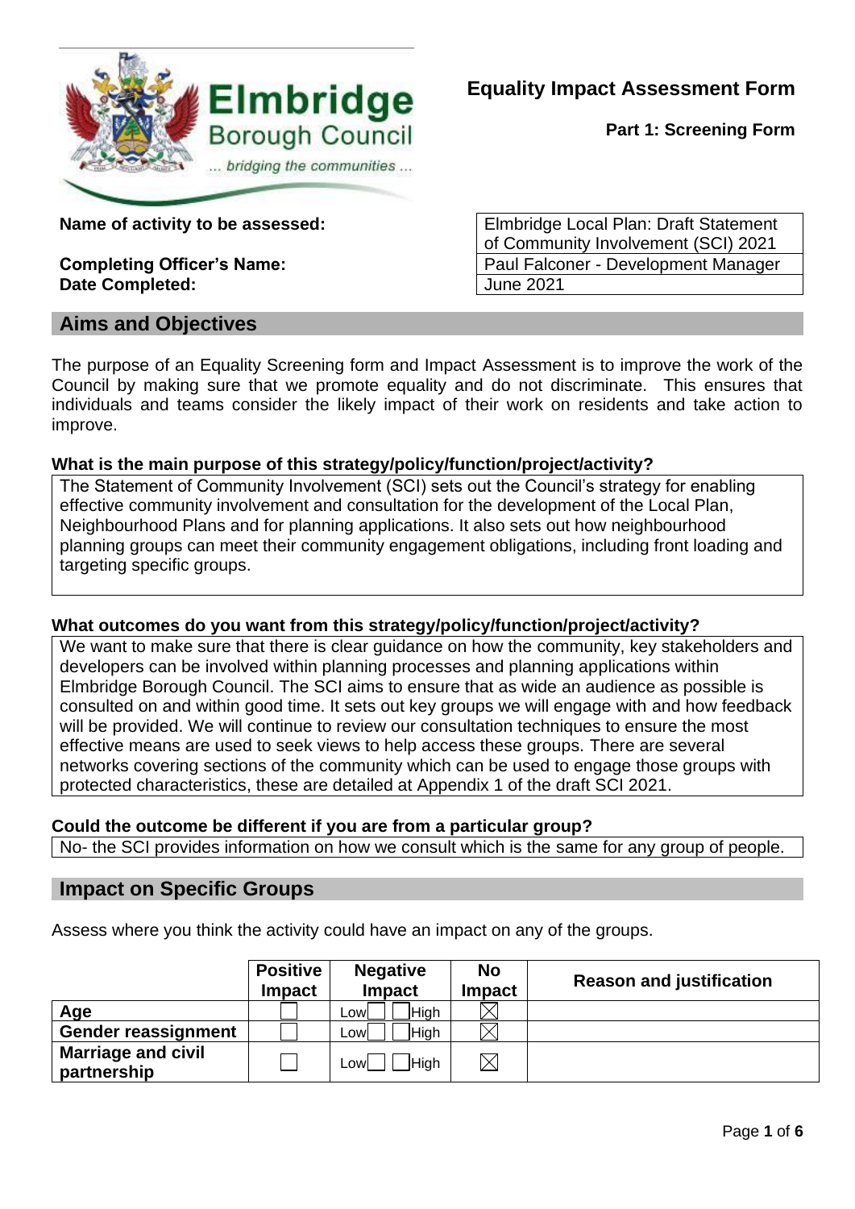# Equality Impact Assessment Form

**Part 1: Screening Form**

| | |
|---|---|
| **Name of activity to be assessed:** | Elmbridge Local Plan: Draft Statement of Community Involvement (SCI) 2021 |
| **Completing Officer's Name:** | Paul Falconer - Development Manager |
| **Date Completed:** | June 2021 |

## Aims and Objectives

The purpose of an Equality Screening form and Impact Assessment is to improve the work of the Council by making sure that we promote equality and do not discriminate. This ensures that individuals and teams consider the likely impact of their work on residents and take action to improve.

**What is the main purpose of this strategy/policy/function/project/activity?**

The Statement of Community Involvement (SCI) sets out the Council's strategy for enabling effective community involvement and consultation for the development of the Local Plan, Neighbourhood Plans and for planning applications. It also sets out how neighbourhood planning groups can meet their community engagement obligations, including front loading and targeting specific groups.

**What outcomes do you want from this strategy/policy/function/project/activity?**

We want to make sure that there is clear guidance on how the community, key stakeholders and developers can be involved within planning processes and planning applications within Elmbridge Borough Council. The SCI aims to ensure that as wide an audience as possible is consulted on and within good time. It sets out key groups we will engage with and how feedback will be provided. We will continue to review our consultation techniques to ensure the most effective means are used to seek views to help access these groups. There are several networks covering sections of the community which can be used to engage those groups with protected characteristics, these are detailed at Appendix 1 of the draft SCI 2021.

**Could the outcome be different if you are from a particular group?**

No- the SCI provides information on how we consult which is the same for any group of people.

## Impact on Specific Groups

Assess where you think the activity could have an impact on any of the groups.

| | Positive Impact | Negative Impact | No Impact | Reason and justification |
|---|---|---|---|---|
| **Age** | ☐ | Low ☐ ☐ High | ☒ | |
| **Gender reassignment** | ☐ | Low ☐ ☐ High | ☒ | |
| **Marriage and civil partnership** | ☐ | Low ☐ ☐ High | ☒ | |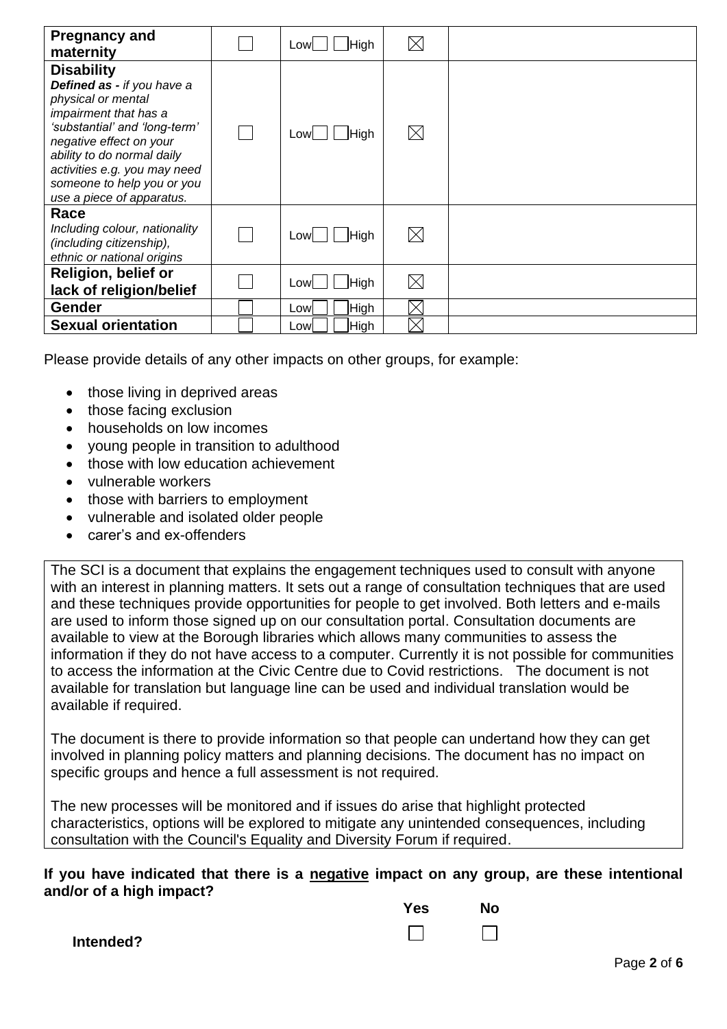| | | | | |
|---|---|---|---|---|
| **Pregnancy and maternity** | ☐ | Low☐ ☐High | ☒ | |
| **Disability** *Defined as - if you have a physical or mental impairment that has a 'substantial' and 'long-term' negative effect on your ability to do normal daily activities e.g. you may need someone to help you or you use a piece of apparatus.* | ☐ | Low☐ ☐High | ☒ | |
| **Race** *Including colour, nationality (including citizenship), ethnic or national origins* | ☐ | Low☐ ☐High | ☒ | |
| **Religion, belief or lack of religion/belief** | ☐ | Low☐ ☐High | ☒ | |
| **Gender** | ☐ | Low☐ ☐High | ☒ | |
| **Sexual orientation** | ☐ | Low☐ ☐High | ☒ | |

Please provide details of any other impacts on other groups, for example:

- those living in deprived areas
- those facing exclusion
- households on low incomes
- young people in transition to adulthood
- those with low education achievement
- vulnerable workers
- those with barriers to employment
- vulnerable and isolated older people
- carer's and ex-offenders

The SCI is a document that explains the engagement techniques used to consult with anyone with an interest in planning matters. It sets out a range of consultation techniques that are used and these techniques provide opportunities for people to get involved. Both letters and e-mails are used to inform those signed up on our consultation portal. Consultation documents are available to view at the Borough libraries which allows many communities to assess the information if they do not have access to a computer. Currently it is not possible for communities to access the information at the Civic Centre due to Covid restrictions. The document is not available for translation but language line can be used and individual translation would be available if required.

The document is there to provide information so that people can undertand how they can get involved in planning policy matters and planning decisions. The document has no impact on specific groups and hence a full assessment is not required.

The new processes will be monitored and if issues do arise that highlight protected characteristics, options will be explored to mitigate any unintended consequences, including consultation with the Council's Equality and Diversity Forum if required.

**If you have indicated that there is a <u>negative</u> impact on any group, are these intentional and/or of a high impact?**

| | **Yes** | **No** |
|---|---|---|
| **Intended?** | ☐ | ☐ |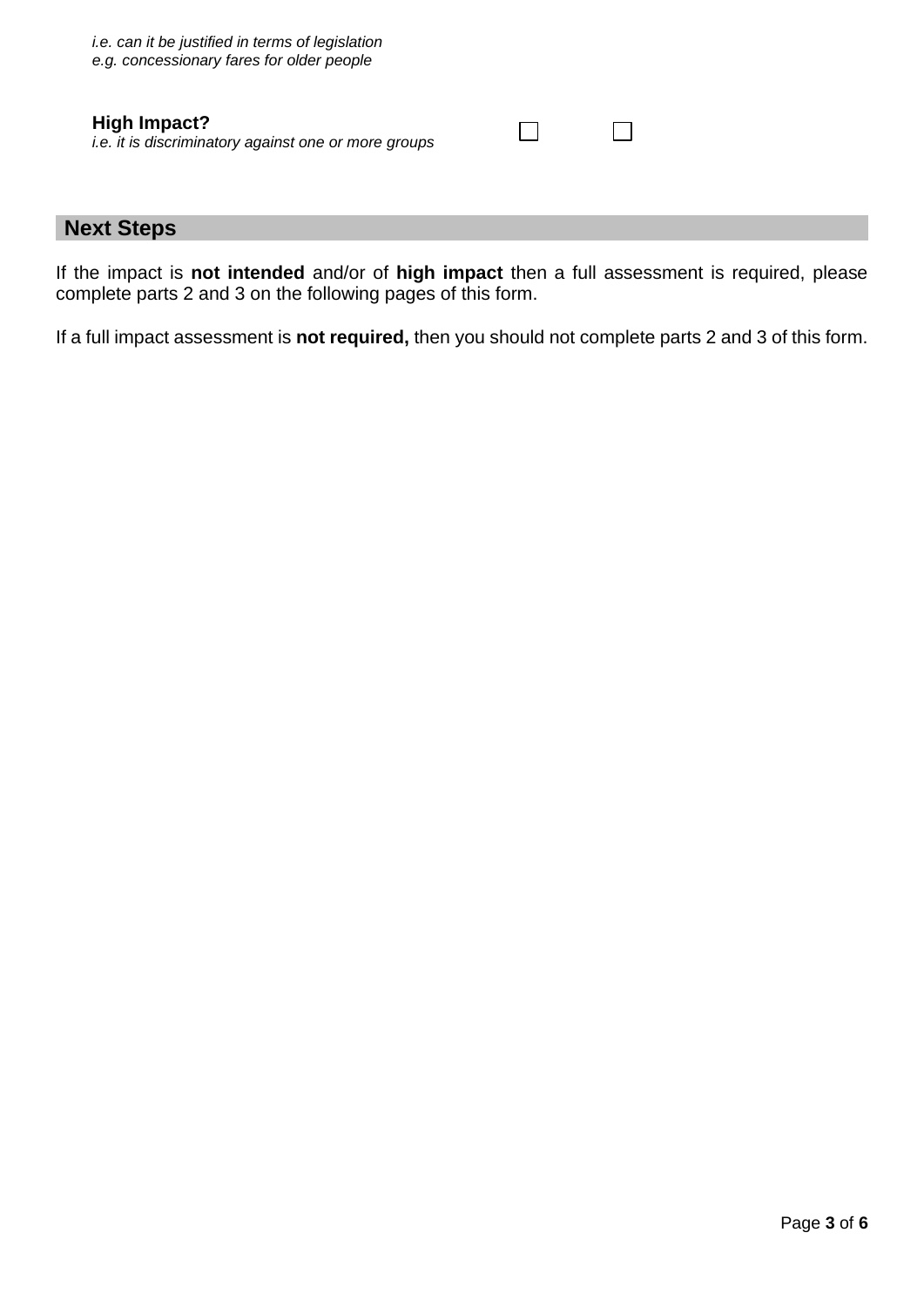*i.e. can it be justified in terms of legislation*
*e.g. concessionary fares for older people*

| | | |
|---|---|---|
| **High Impact?** *i.e. it is discriminatory against one or more groups* | ☐ | ☐ |

## Next Steps

If the impact is **not intended** and/or of **high impact** then a full assessment is required, please complete parts 2 and 3 on the following pages of this form.

If a full impact assessment is **not required,** then you should not complete parts 2 and 3 of this form.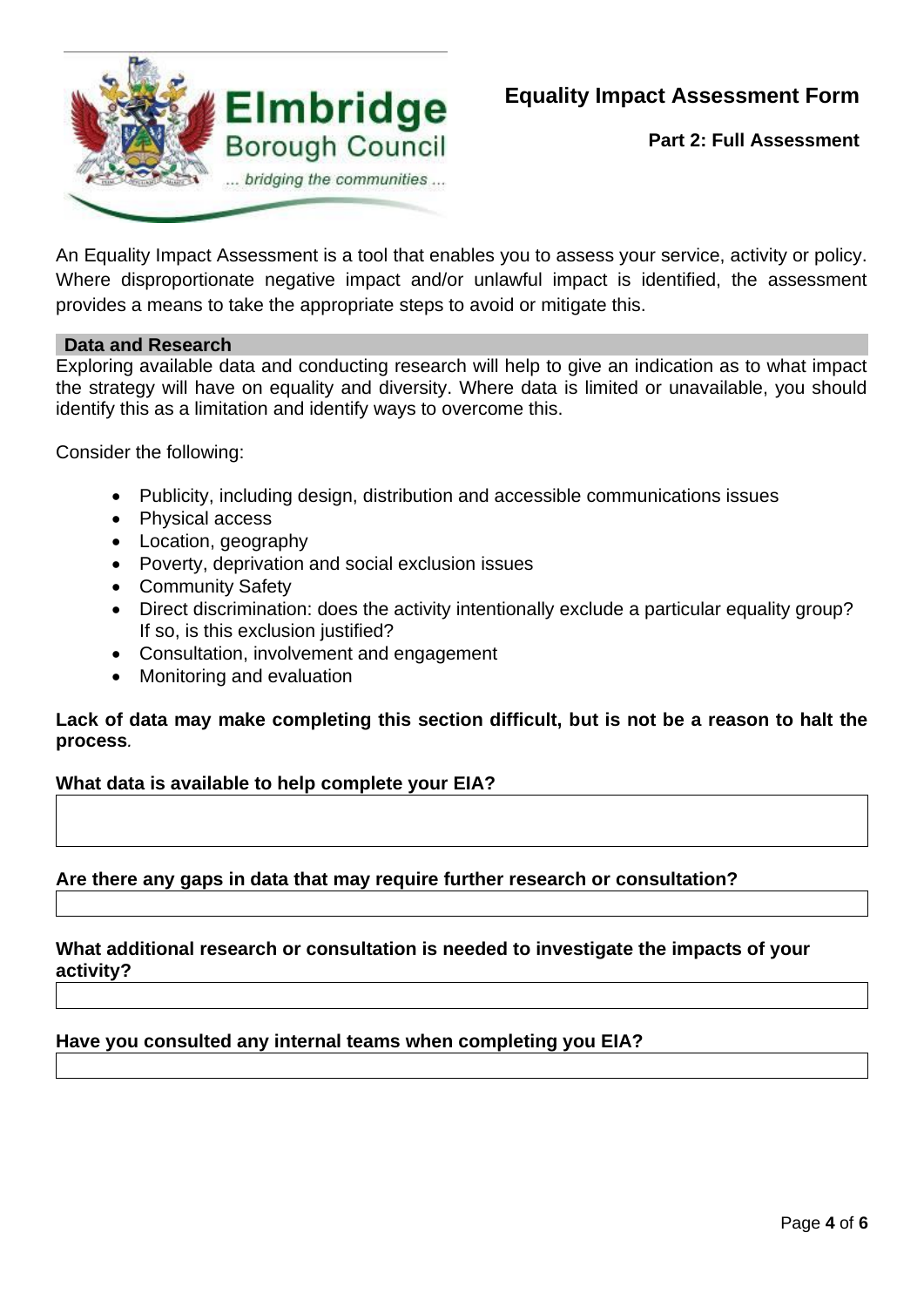# Equality Impact Assessment Form

**Part 2: Full Assessment**

An Equality Impact Assessment is a tool that enables you to assess your service, activity or policy. Where disproportionate negative impact and/or unlawful impact is identified, the assessment provides a means to take the appropriate steps to avoid or mitigate this.

## Data and Research

Exploring available data and conducting research will help to give an indication as to what impact the strategy will have on equality and diversity. Where data is limited or unavailable, you should identify this as a limitation and identify ways to overcome this.

Consider the following:

- Publicity, including design, distribution and accessible communications issues
- Physical access
- Location, geography
- Poverty, deprivation and social exclusion issues
- Community Safety
- Direct discrimination: does the activity intentionally exclude a particular equality group? If so, is this exclusion justified?
- Consultation, involvement and engagement
- Monitoring and evaluation

**Lack of data may make completing this section difficult, but is not be a reason to halt the process**.

**What data is available to help complete your EIA?**

**Are there any gaps in data that may require further research or consultation?**

**What additional research or consultation is needed to investigate the impacts of your activity?**

**Have you consulted any internal teams when completing you EIA?**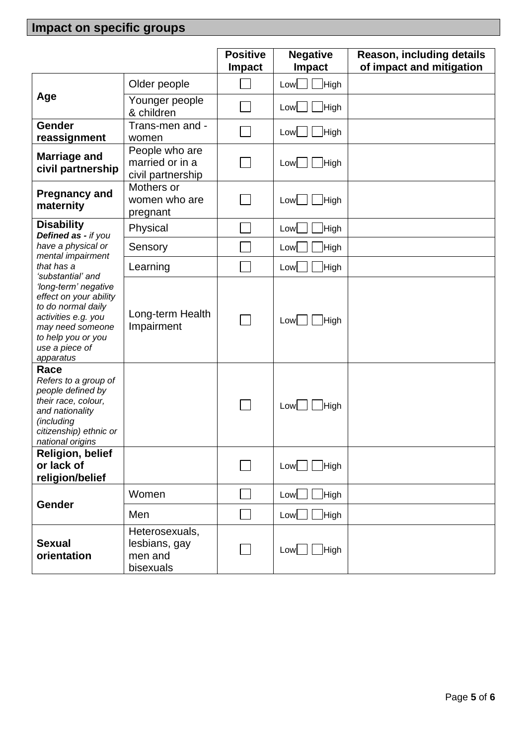## Impact on specific groups

| | | Positive Impact | Negative Impact | Reason, including details of impact and mitigation |
|---|---|---|---|---|
| **Age** | Older people | ☐ | Low☐ ☐High | |
| | Younger people & children | ☐ | Low☐ ☐High | |
| **Gender reassignment** | Trans-men and -women | ☐ | Low☐ ☐High | |
| **Marriage and civil partnership** | People who are married or in a civil partnership | ☐ | Low☐ ☐High | |
| **Pregnancy and maternity** | Mothers or women who are pregnant | ☐ | Low☐ ☐High | |
| **Disability** ***Defined as -*** *if you have a physical or mental impairment that has a 'substantial' and 'long-term' negative effect on your ability to do normal daily activities e.g. you may need someone to help you or you use a piece of apparatus* | Physical | ☐ | Low☐ ☐High | |
| | Sensory | ☐ | Low☐ ☐High | |
| | Learning | ☐ | Low☐ ☐High | |
| | Long-term Health Impairment | ☐ | Low☐ ☐High | |
| **Race** *Refers to a group of people defined by their race, colour, and nationality (including citizenship) ethnic or national origins* | | ☐ | Low☐ ☐High | |
| **Religion, belief or lack of religion/belief** | | ☐ | Low☐ ☐High | |
| **Gender** | Women | ☐ | Low☐ ☐High | |
| | Men | ☐ | Low☐ ☐High | |
| **Sexual orientation** | Heterosexuals, lesbians, gay men and bisexuals | ☐ | Low☐ ☐High | |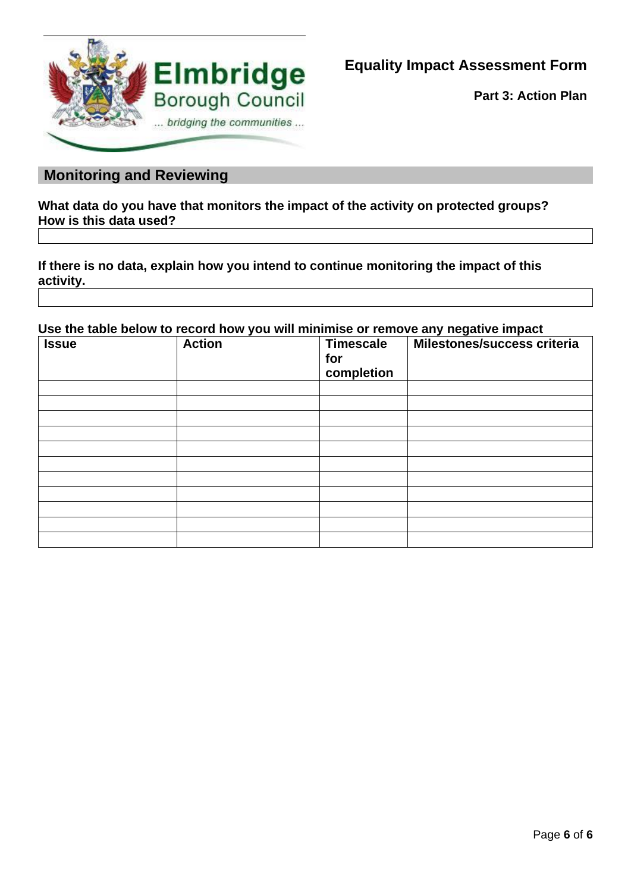Elmbridge Borough Council
... bridging the communities ...

# Equality Impact Assessment Form

**Part 3: Action Plan**

## Monitoring and Reviewing

**What data do you have that monitors the impact of the activity on protected groups? How is this data used?**

| |
|---|
| |

**If there is no data, explain how you intend to continue monitoring the impact of this activity.**

| |
|---|
| |

**Use the table below to record how you will minimise or remove any negative impact**

| Issue | Action | Timescale for completion | Milestones/success criteria |
|---|---|---|---|
| | | | |
| | | | |
| | | | |
| | | | |
| | | | |
| | | | |
| | | | |
| | | | |
| | | | |
| | | | |
| | | | |